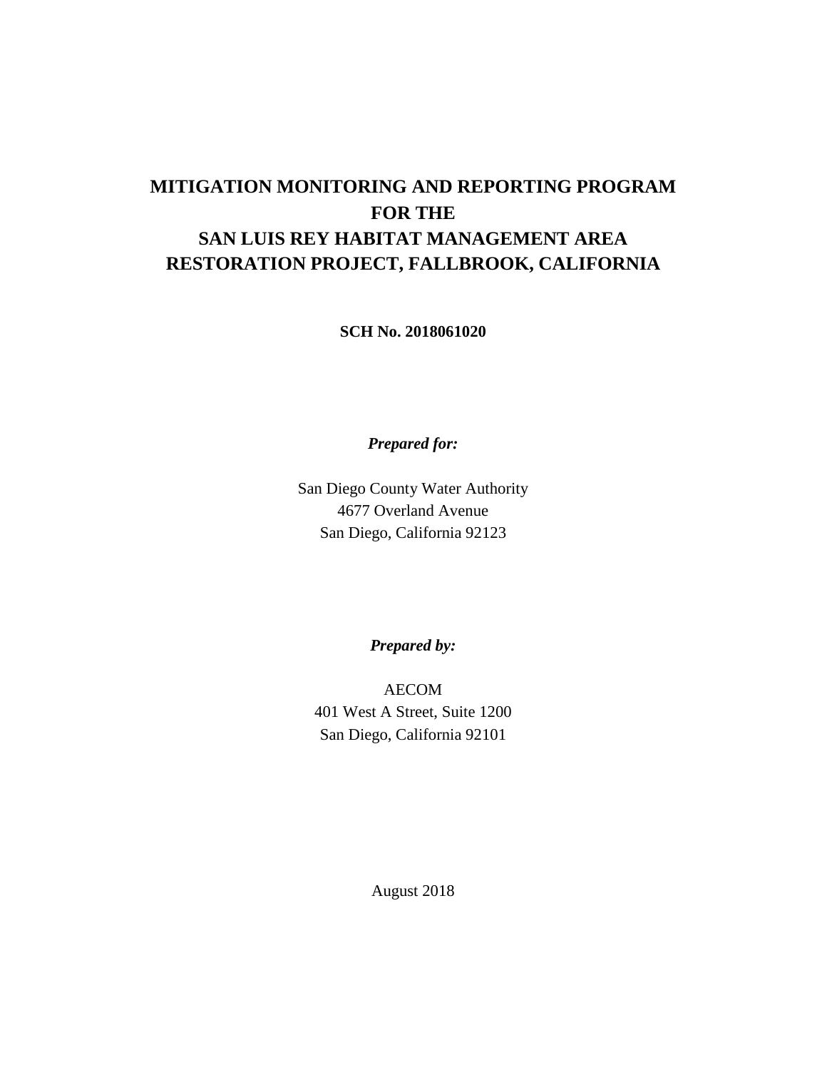# MITIGATION MONITORING AND REPORTING PROGRAM FOR THE SAN LUIS REY HABITAT MANAGEMENT AREA RESTORATION PROJECT, FALLBROOK, CALIFORNIA

**SCH No. 2018061020**

***Prepared for:***

San Diego County Water Authority
4677 Overland Avenue
San Diego, California 92123

***Prepared by:***

AECOM
401 West A Street, Suite 1200
San Diego, California 92101

August 2018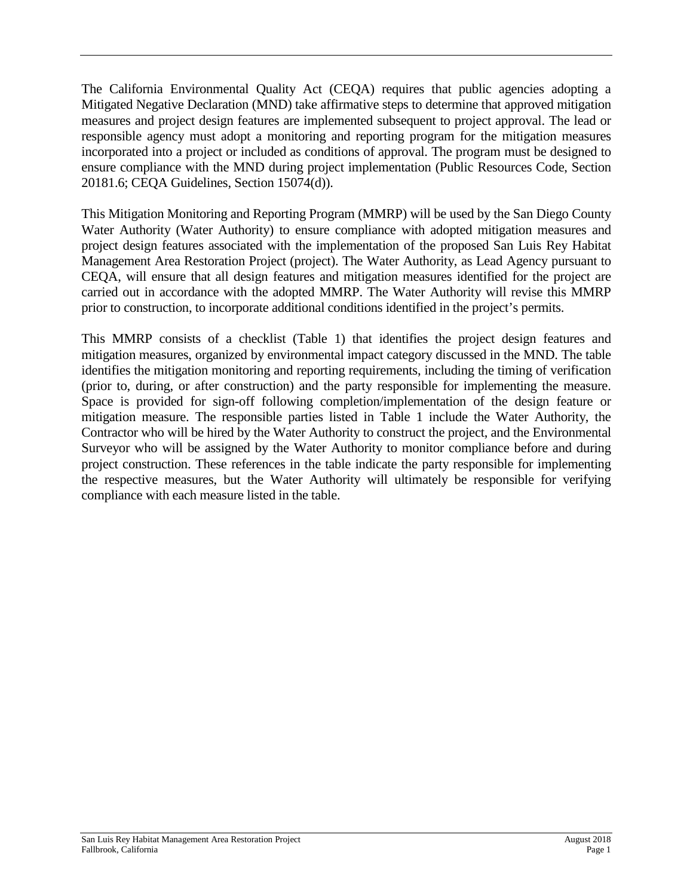The California Environmental Quality Act (CEQA) requires that public agencies adopting a Mitigated Negative Declaration (MND) take affirmative steps to determine that approved mitigation measures and project design features are implemented subsequent to project approval. The lead or responsible agency must adopt a monitoring and reporting program for the mitigation measures incorporated into a project or included as conditions of approval. The program must be designed to ensure compliance with the MND during project implementation (Public Resources Code, Section 20181.6; CEQA Guidelines, Section 15074(d)).

This Mitigation Monitoring and Reporting Program (MMRP) will be used by the San Diego County Water Authority (Water Authority) to ensure compliance with adopted mitigation measures and project design features associated with the implementation of the proposed San Luis Rey Habitat Management Area Restoration Project (project). The Water Authority, as Lead Agency pursuant to CEQA, will ensure that all design features and mitigation measures identified for the project are carried out in accordance with the adopted MMRP. The Water Authority will revise this MMRP prior to construction, to incorporate additional conditions identified in the project's permits.

This MMRP consists of a checklist (Table 1) that identifies the project design features and mitigation measures, organized by environmental impact category discussed in the MND. The table identifies the mitigation monitoring and reporting requirements, including the timing of verification (prior to, during, or after construction) and the party responsible for implementing the measure. Space is provided for sign-off following completion/implementation of the design feature or mitigation measure. The responsible parties listed in Table 1 include the Water Authority, the Contractor who will be hired by the Water Authority to construct the project, and the Environmental Surveyor who will be assigned by the Water Authority to monitor compliance before and during project construction. These references in the table indicate the party responsible for implementing the respective measures, but the Water Authority will ultimately be responsible for verifying compliance with each measure listed in the table.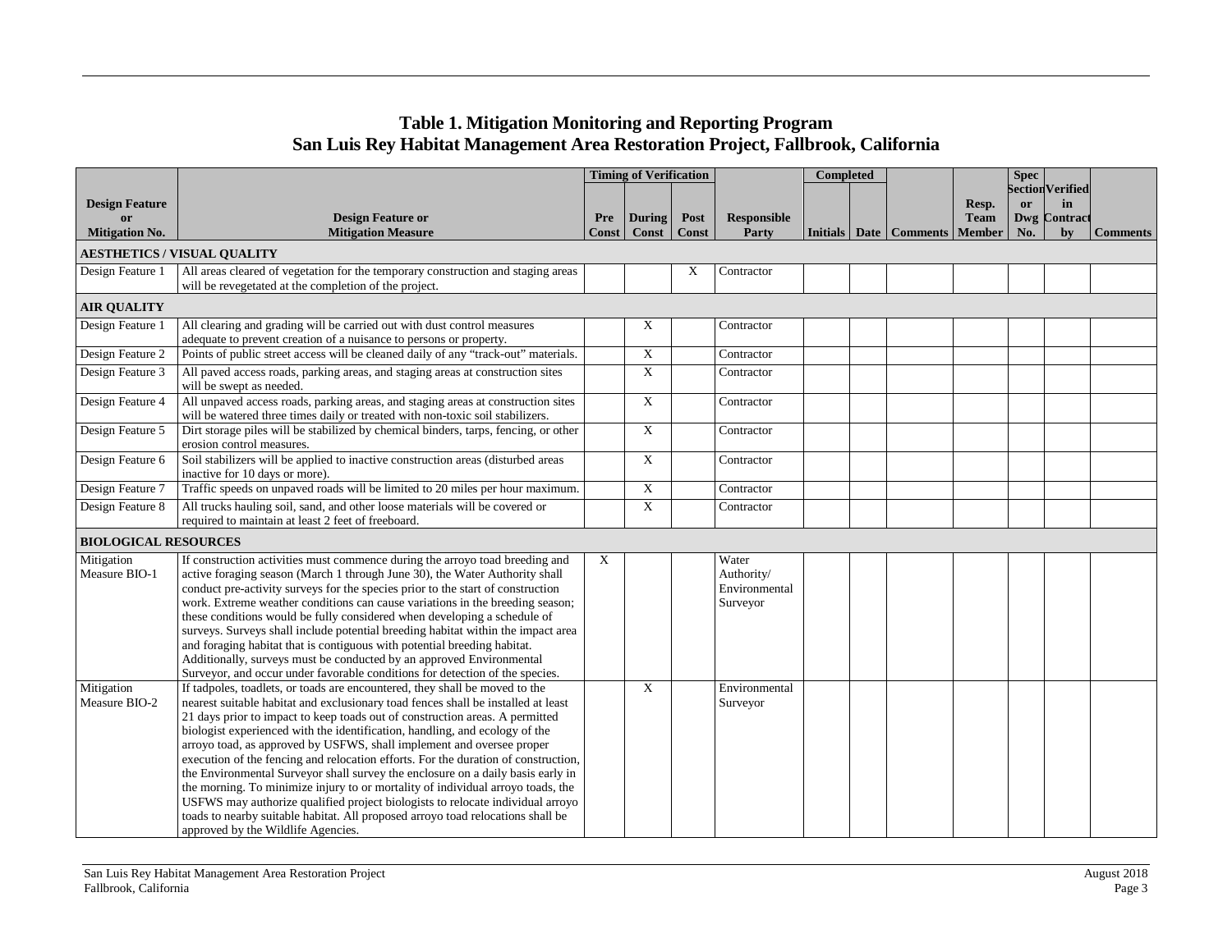# Table 1. Mitigation Monitoring and Reporting Program
## San Luis Rey Habitat Management Area Restoration Project, Fallbrook, California

| Design Feature or Mitigation No. | Design Feature or Mitigation Measure | Timing of Verification | | | Responsible Party | Completed | | | Resp. Team Member | Spec Section or Dwg No. | Verified in Contract by | Comments |
|---|---|---|---|---|---|---|---|---|---|---|---|---|
| | | Pre Const | During Const | Post Const | | Initials | Date | Comments | | | | |
| **AESTHETICS / VISUAL QUALITY** | | | | | | | | | | | | |
| Design Feature 1 | All areas cleared of vegetation for the temporary construction and staging areas will be revegetated at the completion of the project. | | | X | Contractor | | | | | | | |
| **AIR QUALITY** | | | | | | | | | | | | |
| Design Feature 1 | All clearing and grading will be carried out with dust control measures adequate to prevent creation of a nuisance to persons or property. | | X | | Contractor | | | | | | | |
| Design Feature 2 | Points of public street access will be cleaned daily of any "track-out" materials. | | X | | Contractor | | | | | | | |
| Design Feature 3 | All paved access roads, parking areas, and staging areas at construction sites will be swept as needed. | | X | | Contractor | | | | | | | |
| Design Feature 4 | All unpaved access roads, parking areas, and staging areas at construction sites will be watered three times daily or treated with non-toxic soil stabilizers. | | X | | Contractor | | | | | | | |
| Design Feature 5 | Dirt storage piles will be stabilized by chemical binders, tarps, fencing, or other erosion control measures. | | X | | Contractor | | | | | | | |
| Design Feature 6 | Soil stabilizers will be applied to inactive construction areas (disturbed areas inactive for 10 days or more). | | X | | Contractor | | | | | | | |
| Design Feature 7 | Traffic speeds on unpaved roads will be limited to 20 miles per hour maximum. | | X | | Contractor | | | | | | | |
| Design Feature 8 | All trucks hauling soil, sand, and other loose materials will be covered or required to maintain at least 2 feet of freeboard. | | X | | Contractor | | | | | | | |
| **BIOLOGICAL RESOURCES** | | | | | | | | | | | | |
| Mitigation Measure BIO-1 | If construction activities must commence during the arroyo toad breeding and active foraging season (March 1 through June 30), the Water Authority shall conduct pre-activity surveys for the species prior to the start of construction work. Extreme weather conditions can cause variations in the breeding season; these conditions would be fully considered when developing a schedule of surveys. Surveys shall include potential breeding habitat within the impact area and foraging habitat that is contiguous with potential breeding habitat. Additionally, surveys must be conducted by an approved Environmental Surveyor, and occur under favorable conditions for detection of the species. | X | | | Water Authority/ Environmental Surveyor | | | | | | | |
| Mitigation Measure BIO-2 | If tadpoles, toadlets, or toads are encountered, they shall be moved to the nearest suitable habitat and exclusionary toad fences shall be installed at least 21 days prior to impact to keep toads out of construction areas. A permitted biologist experienced with the identification, handling, and ecology of the arroyo toad, as approved by USFWS, shall implement and oversee proper execution of the fencing and relocation efforts. For the duration of construction, the Environmental Surveyor shall survey the enclosure on a daily basis early in the morning. To minimize injury to or mortality of individual arroyo toads, the USFWS may authorize qualified project biologists to relocate individual arroyo toads to nearby suitable habitat. All proposed arroyo toad relocations shall be approved by the Wildlife Agencies. | | X | | Environmental Surveyor | | | | | | | |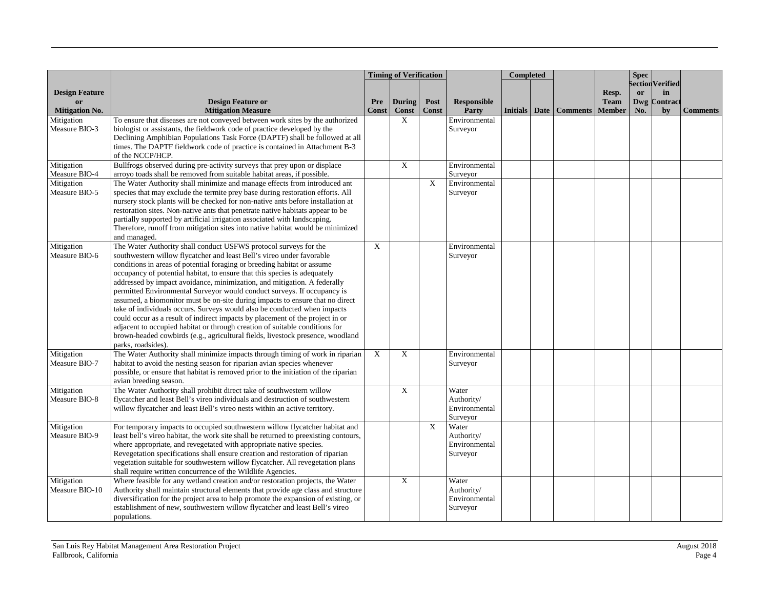| Design Feature or Mitigation No. | Design Feature or Mitigation Measure | Timing of Verification | | | Responsible Party | Completed | | Comments | Resp. Team Member | Spec Section or Dwg No. | Verified in Contract by | Comments |
|---|---|---|---|---|---|---|---|---|---|---|---|---|
| | | Pre Const | During Const | Post Const | | Initials | Date | | | | | |
| Mitigation Measure BIO-3 | To ensure that diseases are not conveyed between work sites by the authorized biologist or assistants, the fieldwork code of practice developed by the Declining Amphibian Populations Task Force (DAPTF) shall be followed at all times. The DAPTF fieldwork code of practice is contained in Attachment B-3 of the NCCP/HCP. | | X | | Environmental Surveyor | | | | | | | |
| Mitigation Measure BIO-4 | Bullfrogs observed during pre-activity surveys that prey upon or displace arroyo toads shall be removed from suitable habitat areas, if possible. | | X | | Environmental Surveyor | | | | | | | |
| Mitigation Measure BIO-5 | The Water Authority shall minimize and manage effects from introduced ant species that may exclude the termite prey base during restoration efforts. All nursery stock plants will be checked for non-native ants before installation at restoration sites. Non-native ants that penetrate native habitats appear to be partially supported by artificial irrigation associated with landscaping. Therefore, runoff from mitigation sites into native habitat would be minimized and managed. | | | X | Environmental Surveyor | | | | | | | |
| Mitigation Measure BIO-6 | The Water Authority shall conduct USFWS protocol surveys for the southwestern willow flycatcher and least Bell's vireo under favorable conditions in areas of potential foraging or breeding habitat or assume occupancy of potential habitat, to ensure that this species is adequately addressed by impact avoidance, minimization, and mitigation. A federally permitted Environmental Surveyor would conduct surveys. If occupancy is assumed, a biomonitor must be on-site during impacts to ensure that no direct take of individuals occurs. Surveys would also be conducted when impacts could occur as a result of indirect impacts by placement of the project in or adjacent to occupied habitat or through creation of suitable conditions for brown-headed cowbirds (e.g., agricultural fields, livestock presence, woodland parks, roadsides). | X | | | Environmental Surveyor | | | | | | | |
| Mitigation Measure BIO-7 | The Water Authority shall minimize impacts through timing of work in riparian habitat to avoid the nesting season for riparian avian species whenever possible, or ensure that habitat is removed prior to the initiation of the riparian avian breeding season. | X | X | | Environmental Surveyor | | | | | | | |
| Mitigation Measure BIO-8 | The Water Authority shall prohibit direct take of southwestern willow flycatcher and least Bell's vireo individuals and destruction of southwestern willow flycatcher and least Bell's vireo nests within an active territory. | | X | | Water Authority/ Environmental Surveyor | | | | | | | |
| Mitigation Measure BIO-9 | For temporary impacts to occupied southwestern willow flycatcher habitat and least bell's vireo habitat, the work site shall be returned to preexisting contours, where appropriate, and revegetated with appropriate native species. Revegetation specifications shall ensure creation and restoration of riparian vegetation suitable for southwestern willow flycatcher. All revegetation plans shall require written concurrence of the Wildlife Agencies. | | | X | Water Authority/ Environmental Surveyor | | | | | | | |
| Mitigation Measure BIO-10 | Where feasible for any wetland creation and/or restoration projects, the Water Authority shall maintain structural elements that provide age class and structure diversification for the project area to help promote the expansion of existing, or establishment of new, southwestern willow flycatcher and least Bell's vireo populations. | | X | | Water Authority/ Environmental Surveyor | | | | | | | |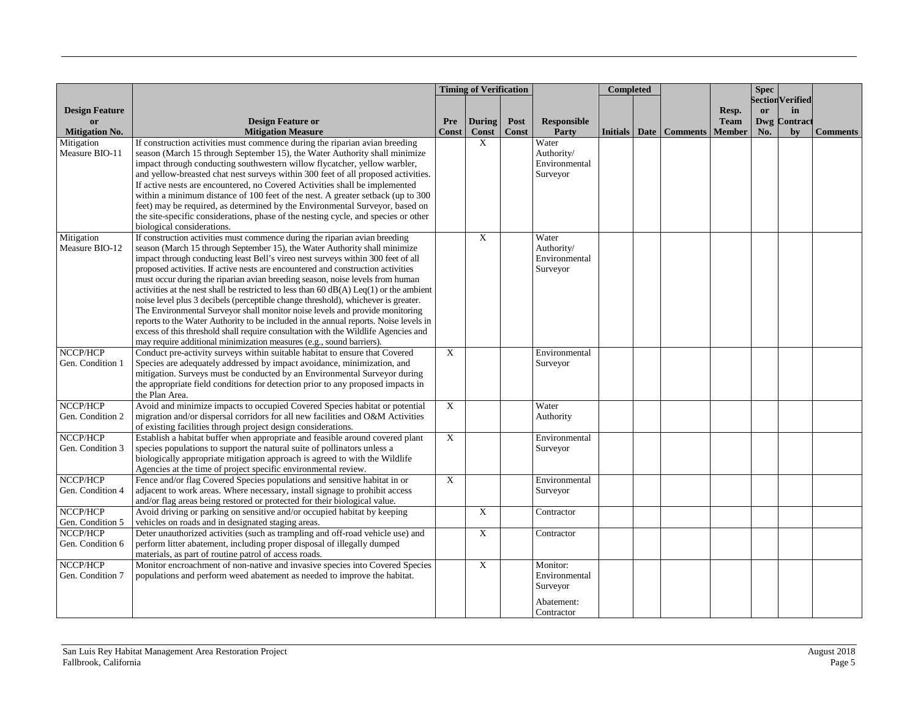| Design Feature or Mitigation No. | Design Feature or Mitigation Measure | Timing of Verification | | | Responsible Party | Completed | | | Resp. Team Member | Spec Section or Dwg No. | Verified in Contract by | Comments |
|---|---|---|---|---|---|---|---|---|---|---|---|---|
| | | Pre Const | During Const | Post Const | | Initials | Date | Comments | | | | |
| Mitigation Measure BIO-11 | If construction activities must commence during the riparian avian breeding season (March 15 through September 15), the Water Authority shall minimize impact through conducting southwestern willow flycatcher, yellow warbler, and yellow-breasted chat nest surveys within 300 feet of all proposed activities. If active nests are encountered, no Covered Activities shall be implemented within a minimum distance of 100 feet of the nest. A greater setback (up to 300 feet) may be required, as determined by the Environmental Surveyor, based on the site-specific considerations, phase of the nesting cycle, and species or other biological considerations. | | X | | Water Authority/ Environmental Surveyor | | | | | | | |
| Mitigation Measure BIO-12 | If construction activities must commence during the riparian avian breeding season (March 15 through September 15), the Water Authority shall minimize impact through conducting least Bell's vireo nest surveys within 300 feet of all proposed activities. If active nests are encountered and construction activities must occur during the riparian avian breeding season, noise levels from human activities at the nest shall be restricted to less than 60 dB(A) Leq(1) or the ambient noise level plus 3 decibels (perceptible change threshold), whichever is greater. The Environmental Surveyor shall monitor noise levels and provide monitoring reports to the Water Authority to be included in the annual reports. Noise levels in excess of this threshold shall require consultation with the Wildlife Agencies and may require additional minimization measures (e.g., sound barriers). | | X | | Water Authority/ Environmental Surveyor | | | | | | | |
| NCCP/HCP Gen. Condition 1 | Conduct pre-activity surveys within suitable habitat to ensure that Covered Species are adequately addressed by impact avoidance, minimization, and mitigation. Surveys must be conducted by an Environmental Surveyor during the appropriate field conditions for detection prior to any proposed impacts in the Plan Area. | X | | | Environmental Surveyor | | | | | | | |
| NCCP/HCP Gen. Condition 2 | Avoid and minimize impacts to occupied Covered Species habitat or potential migration and/or dispersal corridors for all new facilities and O&M Activities of existing facilities through project design considerations. | X | | | Water Authority | | | | | | | |
| NCCP/HCP Gen. Condition 3 | Establish a habitat buffer when appropriate and feasible around covered plant species populations to support the natural suite of pollinators unless a biologically appropriate mitigation approach is agreed to with the Wildlife Agencies at the time of project specific environmental review. | X | | | Environmental Surveyor | | | | | | | |
| NCCP/HCP Gen. Condition 4 | Fence and/or flag Covered Species populations and sensitive habitat in or adjacent to work areas. Where necessary, install signage to prohibit access and/or flag areas being restored or protected for their biological value. | X | | | Environmental Surveyor | | | | | | | |
| NCCP/HCP Gen. Condition 5 | Avoid driving or parking on sensitive and/or occupied habitat by keeping vehicles on roads and in designated staging areas. | | X | | Contractor | | | | | | | |
| NCCP/HCP Gen. Condition 6 | Deter unauthorized activities (such as trampling and off-road vehicle use) and perform litter abatement, including proper disposal of illegally dumped materials, as part of routine patrol of access roads. | | X | | Contractor | | | | | | | |
| NCCP/HCP Gen. Condition 7 | Monitor encroachment of non-native and invasive species into Covered Species populations and perform weed abatement as needed to improve the habitat. | | X | | Monitor: Environmental Surveyor<br><br>Abatement: Contractor | | | | | | | |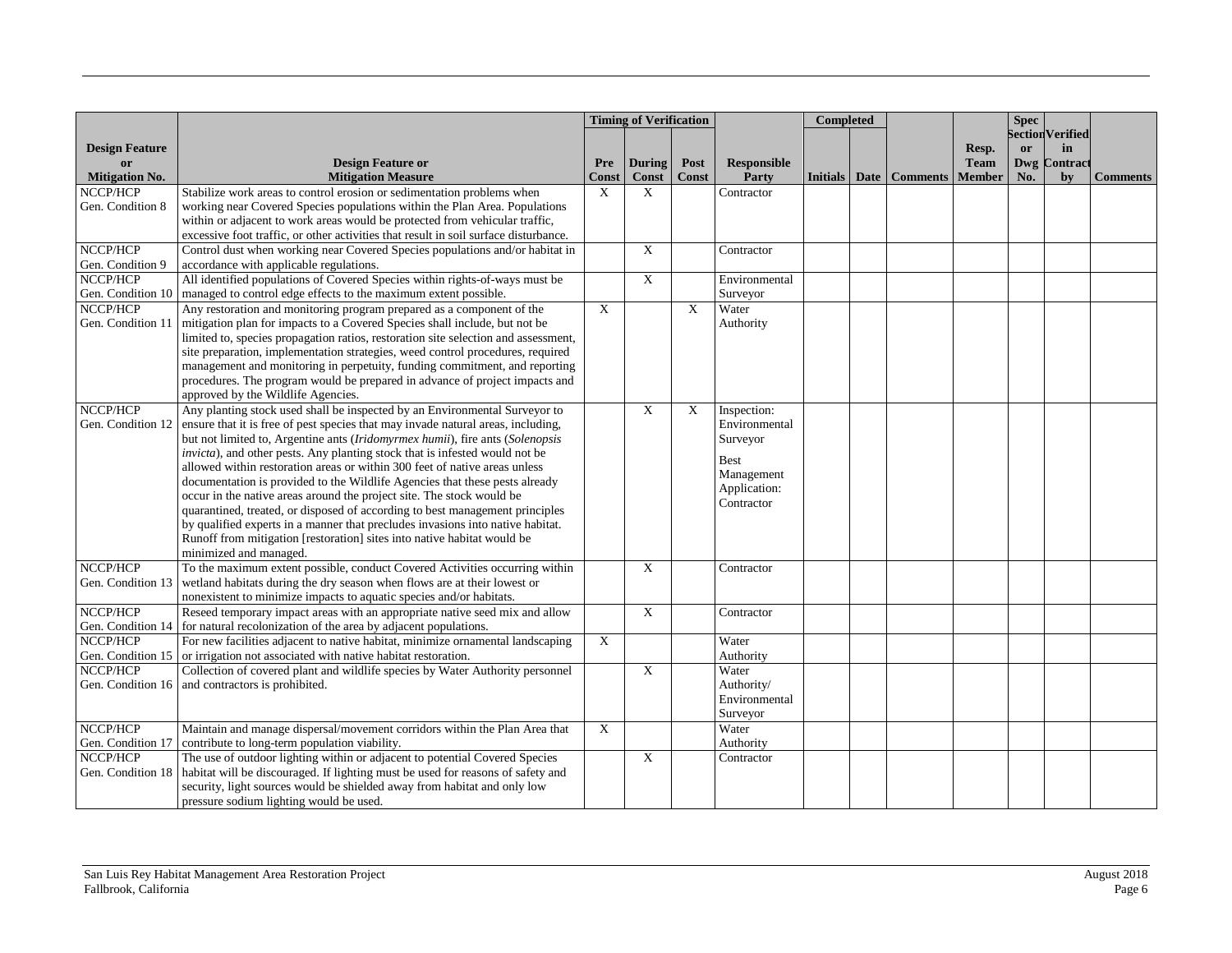| Design Feature or Mitigation No. | Design Feature or Mitigation Measure | Timing of Verification | | | Responsible Party | Completed | | | Resp. Team Member | Spec Section or Dwg No. | Verified in Contract by | Comments |
|---|---|---|---|---|---|---|---|---|---|---|---|---|
| | | Pre Const | During Const | Post Const | | Initials | Date | Comments | | | | |
| NCCP/HCP Gen. Condition 8 | Stabilize work areas to control erosion or sedimentation problems when working near Covered Species populations within the Plan Area. Populations within or adjacent to work areas would be protected from vehicular traffic, excessive foot traffic, or other activities that result in soil surface disturbance. | X | X | | Contractor | | | | | | | |
| NCCP/HCP Gen. Condition 9 | Control dust when working near Covered Species populations and/or habitat in accordance with applicable regulations. | | X | | Contractor | | | | | | | |
| NCCP/HCP Gen. Condition 10 | All identified populations of Covered Species within rights-of-ways must be managed to control edge effects to the maximum extent possible. | | X | | Environmental Surveyor | | | | | | | |
| NCCP/HCP Gen. Condition 11 | Any restoration and monitoring program prepared as a component of the mitigation plan for impacts to a Covered Species shall include, but not be limited to, species propagation ratios, restoration site selection and assessment, site preparation, implementation strategies, weed control procedures, required management and monitoring in perpetuity, funding commitment, and reporting procedures. The program would be prepared in advance of project impacts and approved by the Wildlife Agencies. | X | | X | Water Authority | | | | | | | |
| NCCP/HCP Gen. Condition 12 | Any planting stock used shall be inspected by an Environmental Surveyor to ensure that it is free of pest species that may invade natural areas, including, but not limited to, Argentine ants (*Iridomyrmex humii*), fire ants (*Solenopsis invicta*), and other pests. Any planting stock that is infested would not be allowed within restoration areas or within 300 feet of native areas unless documentation is provided to the Wildlife Agencies that these pests already occur in the native areas around the project site. The stock would be quarantined, treated, or disposed of according to best management principles by qualified experts in a manner that precludes invasions into native habitat. Runoff from mitigation [restoration] sites into native habitat would be minimized and managed. | | X | X | Inspection: Environmental Surveyor<br>Best Management Application: Contractor | | | | | | | |
| NCCP/HCP Gen. Condition 13 | To the maximum extent possible, conduct Covered Activities occurring within wetland habitats during the dry season when flows are at their lowest or nonexistent to minimize impacts to aquatic species and/or habitats. | | X | | Contractor | | | | | | | |
| NCCP/HCP Gen. Condition 14 | Reseed temporary impact areas with an appropriate native seed mix and allow for natural recolonization of the area by adjacent populations. | | X | | Contractor | | | | | | | |
| NCCP/HCP Gen. Condition 15 | For new facilities adjacent to native habitat, minimize ornamental landscaping or irrigation not associated with native habitat restoration. | X | | | Water Authority | | | | | | | |
| NCCP/HCP Gen. Condition 16 | Collection of covered plant and wildlife species by Water Authority personnel and contractors is prohibited. | | X | | Water Authority/ Environmental Surveyor | | | | | | | |
| NCCP/HCP Gen. Condition 17 | Maintain and manage dispersal/movement corridors within the Plan Area that contribute to long-term population viability. | X | | | Water Authority | | | | | | | |
| NCCP/HCP Gen. Condition 18 | The use of outdoor lighting within or adjacent to potential Covered Species habitat will be discouraged. If lighting must be used for reasons of safety and security, light sources would be shielded away from habitat and only low pressure sodium lighting would be used. | | X | | Contractor | | | | | | | |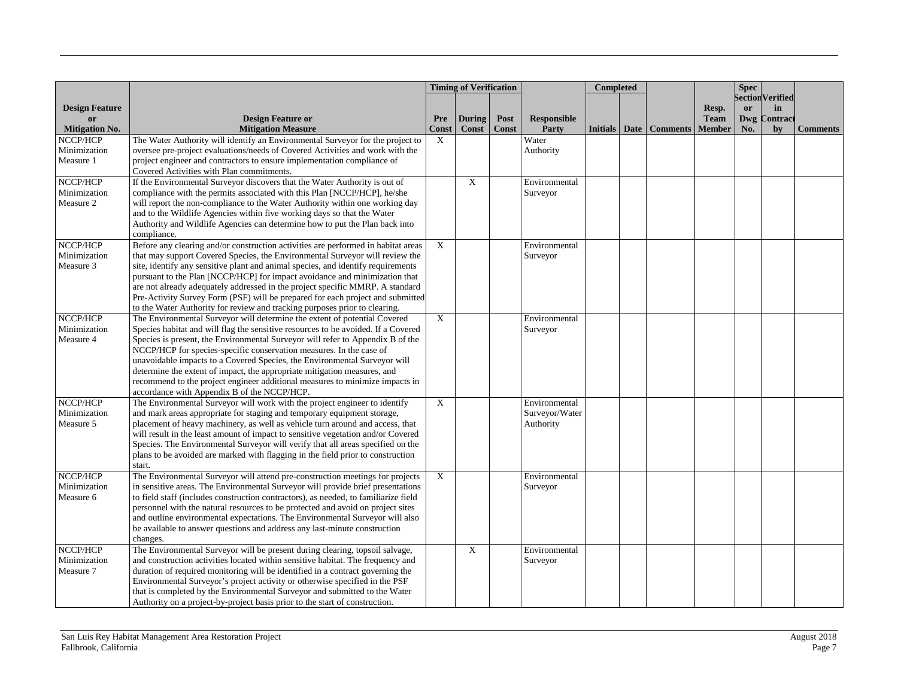| Design Feature or Mitigation No. | Design Feature or Mitigation Measure | Timing of Verification | | | Responsible Party | Completed | | | Resp. Team Member | Spec Section or Dwg No. | Verified in Contract by | Comments |
|---|---|---|---|---|---|---|---|---|---|---|---|---|
| | | Pre Const | During Const | Post Const | | Initials | Date | Comments | | | | |
| NCCP/HCP Minimization Measure 1 | The Water Authority will identify an Environmental Surveyor for the project to oversee pre-project evaluations/needs of Covered Activities and work with the project engineer and contractors to ensure implementation compliance of Covered Activities with Plan commitments. | X | | | Water Authority | | | | | | | |
| NCCP/HCP Minimization Measure 2 | If the Environmental Surveyor discovers that the Water Authority is out of compliance with the permits associated with this Plan [NCCP/HCP], he/she will report the non-compliance to the Water Authority within one working day and to the Wildlife Agencies within five working days so that the Water Authority and Wildlife Agencies can determine how to put the Plan back into compliance. | | X | | Environmental Surveyor | | | | | | | |
| NCCP/HCP Minimization Measure 3 | Before any clearing and/or construction activities are performed in habitat areas that may support Covered Species, the Environmental Surveyor will review the site, identify any sensitive plant and animal species, and identify requirements pursuant to the Plan [NCCP/HCP] for impact avoidance and minimization that are not already adequately addressed in the project specific MMRP. A standard Pre-Activity Survey Form (PSF) will be prepared for each project and submitted to the Water Authority for review and tracking purposes prior to clearing. | X | | | Environmental Surveyor | | | | | | | |
| NCCP/HCP Minimization Measure 4 | The Environmental Surveyor will determine the extent of potential Covered Species habitat and will flag the sensitive resources to be avoided. If a Covered Species is present, the Environmental Surveyor will refer to Appendix B of the NCCP/HCP for species-specific conservation measures. In the case of unavoidable impacts to a Covered Species, the Environmental Surveyor will determine the extent of impact, the appropriate mitigation measures, and recommend to the project engineer additional measures to minimize impacts in accordance with Appendix B of the NCCP/HCP. | X | | | Environmental Surveyor | | | | | | | |
| NCCP/HCP Minimization Measure 5 | The Environmental Surveyor will work with the project engineer to identify and mark areas appropriate for staging and temporary equipment storage, placement of heavy machinery, as well as vehicle turn around and access, that will result in the least amount of impact to sensitive vegetation and/or Covered Species. The Environmental Surveyor will verify that all areas specified on the plans to be avoided are marked with flagging in the field prior to construction start. | X | | | Environmental Surveyor/Water Authority | | | | | | | |
| NCCP/HCP Minimization Measure 6 | The Environmental Surveyor will attend pre-construction meetings for projects in sensitive areas. The Environmental Surveyor will provide brief presentations to field staff (includes construction contractors), as needed, to familiarize field personnel with the natural resources to be protected and avoid on project sites and outline environmental expectations. The Environmental Surveyor will also be available to answer questions and address any last-minute construction changes. | X | | | Environmental Surveyor | | | | | | | |
| NCCP/HCP Minimization Measure 7 | The Environmental Surveyor will be present during clearing, topsoil salvage, and construction activities located within sensitive habitat. The frequency and duration of required monitoring will be identified in a contract governing the Environmental Surveyor's project activity or otherwise specified in the PSF that is completed by the Environmental Surveyor and submitted to the Water Authority on a project-by-project basis prior to the start of construction. | | X | | Environmental Surveyor | | | | | | | |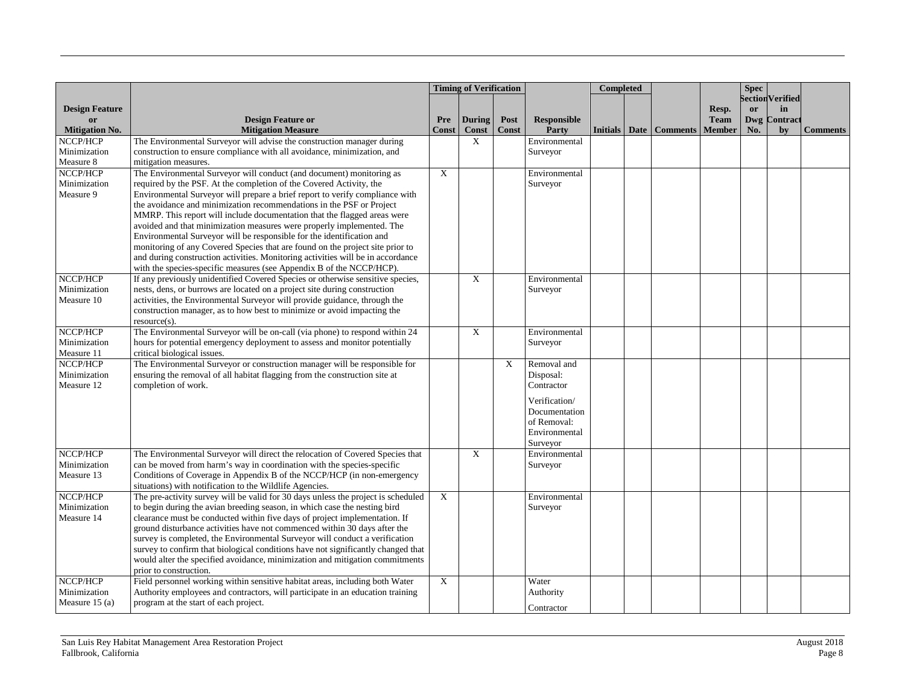| Design Feature or Mitigation No. | Design Feature or Mitigation Measure | Timing of Verification | | | Responsible Party | Completed | | Comments | Resp. Team Member | Spec Section or Dwg No. | Verified in Contract by | Comments |
|---|---|---|---|---|---|---|---|---|---|---|---|---|
| | | Pre Const | During Const | Post Const | | Initials | Date | | | | | |
| NCCP/HCP Minimization Measure 8 | The Environmental Surveyor will advise the construction manager during construction to ensure compliance with all avoidance, minimization, and mitigation measures. | | X | | Environmental Surveyor | | | | | | | |
| NCCP/HCP Minimization Measure 9 | The Environmental Surveyor will conduct (and document) monitoring as required by the PSF. At the completion of the Covered Activity, the Environmental Surveyor will prepare a brief report to verify compliance with the avoidance and minimization recommendations in the PSF or Project MMRP. This report will include documentation that the flagged areas were avoided and that minimization measures were properly implemented. The Environmental Surveyor will be responsible for the identification and monitoring of any Covered Species that are found on the project site prior to and during construction activities. Monitoring activities will be in accordance with the species-specific measures (see Appendix B of the NCCP/HCP). | X | | | Environmental Surveyor | | | | | | | |
| NCCP/HCP Minimization Measure 10 | If any previously unidentified Covered Species or otherwise sensitive species, nests, dens, or burrows are located on a project site during construction activities, the Environmental Surveyor will provide guidance, through the construction manager, as to how best to minimize or avoid impacting the resource(s). | | X | | Environmental Surveyor | | | | | | | |
| NCCP/HCP Minimization Measure 11 | The Environmental Surveyor will be on-call (via phone) to respond within 24 hours for potential emergency deployment to assess and monitor potentially critical biological issues. | | X | | Environmental Surveyor | | | | | | | |
| NCCP/HCP Minimization Measure 12 | The Environmental Surveyor or construction manager will be responsible for ensuring the removal of all habitat flagging from the construction site at completion of work. | | | X | Removal and Disposal: Contractor<br><br>Verification/ Documentation of Removal: Environmental Surveyor | | | | | | | |
| NCCP/HCP Minimization Measure 13 | The Environmental Surveyor will direct the relocation of Covered Species that can be moved from harm's way in coordination with the species-specific Conditions of Coverage in Appendix B of the NCCP/HCP (in non-emergency situations) with notification to the Wildlife Agencies. | | X | | Environmental Surveyor | | | | | | | |
| NCCP/HCP Minimization Measure 14 | The pre-activity survey will be valid for 30 days unless the project is scheduled to begin during the avian breeding season, in which case the nesting bird clearance must be conducted within five days of project implementation. If ground disturbance activities have not commenced within 30 days after the survey is completed, the Environmental Surveyor will conduct a verification survey to confirm that biological conditions have not significantly changed that would alter the specified avoidance, minimization and mitigation commitments prior to construction. | X | | | Environmental Surveyor | | | | | | | |
| NCCP/HCP Minimization Measure 15 (a) | Field personnel working within sensitive habitat areas, including both Water Authority employees and contractors, will participate in an education training program at the start of each project. | X | | | Water Authority<br><br>Contractor | | | | | | | |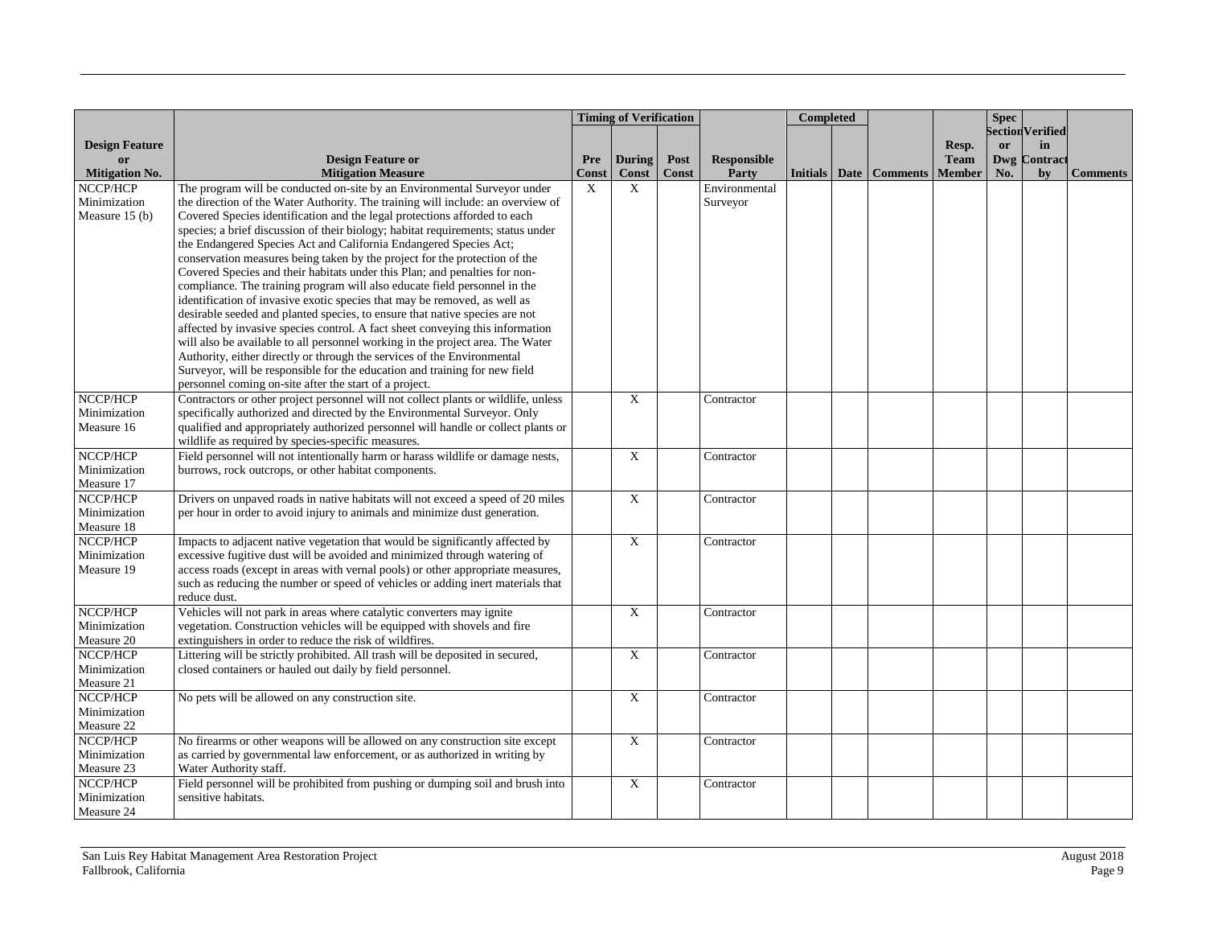| Design Feature or Mitigation No. | Design Feature or Mitigation Measure | Timing of Verification | | | Responsible Party | Completed | | | Resp. Team Member | Spec Section or Dwg No. | Verified in Contract by | Comments |
|---|---|---|---|---|---|---|---|---|---|---|---|---|
| | | Pre Const | During Const | Post Const | | Initials | Date | Comments | | | | |
| NCCP/HCP Minimization Measure 15 (b) | The program will be conducted on-site by an Environmental Surveyor under the direction of the Water Authority. The training will include: an overview of Covered Species identification and the legal protections afforded to each species; a brief discussion of their biology; habitat requirements; status under the Endangered Species Act and California Endangered Species Act; conservation measures being taken by the project for the protection of the Covered Species and their habitats under this Plan; and penalties for non-compliance. The training program will also educate field personnel in the identification of invasive exotic species that may be removed, as well as desirable seeded and planted species, to ensure that native species are not affected by invasive species control. A fact sheet conveying this information will also be available to all personnel working in the project area. The Water Authority, either directly or through the services of the Environmental Surveyor, will be responsible for the education and training for new field personnel coming on-site after the start of a project. | X | X | | Environmental Surveyor | | | | | | | |
| NCCP/HCP Minimization Measure 16 | Contractors or other project personnel will not collect plants or wildlife, unless specifically authorized and directed by the Environmental Surveyor. Only qualified and appropriately authorized personnel will handle or collect plants or wildlife as required by species-specific measures. | | X | | Contractor | | | | | | | |
| NCCP/HCP Minimization Measure 17 | Field personnel will not intentionally harm or harass wildlife or damage nests, burrows, rock outcrops, or other habitat components. | | X | | Contractor | | | | | | | |
| NCCP/HCP Minimization Measure 18 | Drivers on unpaved roads in native habitats will not exceed a speed of 20 miles per hour in order to avoid injury to animals and minimize dust generation. | | X | | Contractor | | | | | | | |
| NCCP/HCP Minimization Measure 19 | Impacts to adjacent native vegetation that would be significantly affected by excessive fugitive dust will be avoided and minimized through watering of access roads (except in areas with vernal pools) or other appropriate measures, such as reducing the number or speed of vehicles or adding inert materials that reduce dust. | | X | | Contractor | | | | | | | |
| NCCP/HCP Minimization Measure 20 | Vehicles will not park in areas where catalytic converters may ignite vegetation. Construction vehicles will be equipped with shovels and fire extinguishers in order to reduce the risk of wildfires. | | X | | Contractor | | | | | | | |
| NCCP/HCP Minimization Measure 21 | Littering will be strictly prohibited. All trash will be deposited in secured, closed containers or hauled out daily by field personnel. | | X | | Contractor | | | | | | | |
| NCCP/HCP Minimization Measure 22 | No pets will be allowed on any construction site. | | X | | Contractor | | | | | | | |
| NCCP/HCP Minimization Measure 23 | No firearms or other weapons will be allowed on any construction site except as carried by governmental law enforcement, or as authorized in writing by Water Authority staff. | | X | | Contractor | | | | | | | |
| NCCP/HCP Minimization Measure 24 | Field personnel will be prohibited from pushing or dumping soil and brush into sensitive habitats. | | X | | Contractor | | | | | | | |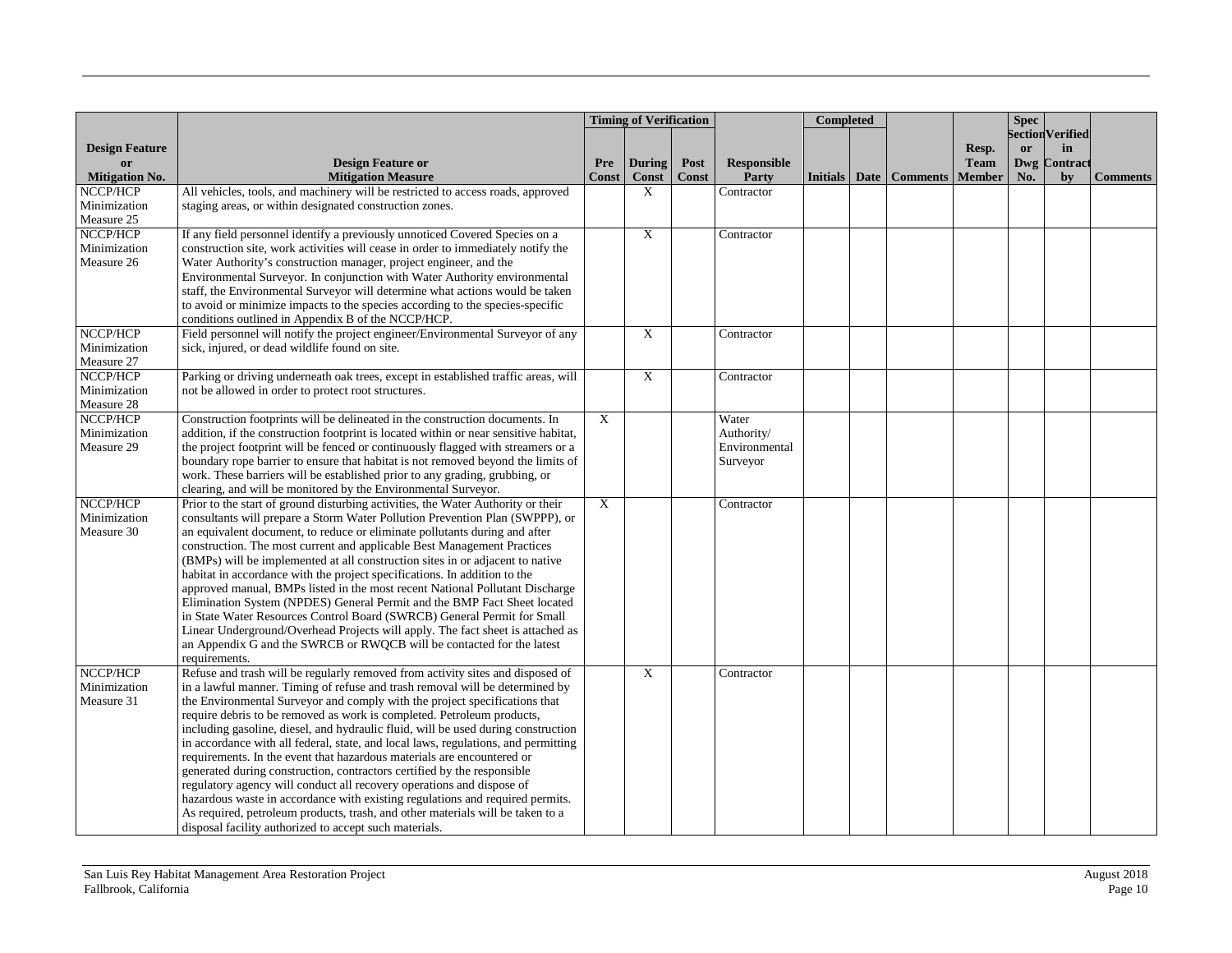| Design Feature or Mitigation No. | Design Feature or Mitigation Measure | Timing of Verification | | | Responsible Party | Completed | | | Resp. Team Member | Spec Section or Dwg No. | Verified in Contract by | Comments |
|---|---|---|---|---|---|---|---|---|---|---|---|---|
| | | Pre Const | During Const | Post Const | | Initials | Date | Comments | | | | |
| NCCP/HCP Minimization Measure 25 | All vehicles, tools, and machinery will be restricted to access roads, approved staging areas, or within designated construction zones. | | X | | Contractor | | | | | | | |
| NCCP/HCP Minimization Measure 26 | If any field personnel identify a previously unnoticed Covered Species on a construction site, work activities will cease in order to immediately notify the Water Authority's construction manager, project engineer, and the Environmental Surveyor. In conjunction with Water Authority environmental staff, the Environmental Surveyor will determine what actions would be taken to avoid or minimize impacts to the species according to the species-specific conditions outlined in Appendix B of the NCCP/HCP. | | X | | Contractor | | | | | | | |
| NCCP/HCP Minimization Measure 27 | Field personnel will notify the project engineer/Environmental Surveyor of any sick, injured, or dead wildlife found on site. | | X | | Contractor | | | | | | | |
| NCCP/HCP Minimization Measure 28 | Parking or driving underneath oak trees, except in established traffic areas, will not be allowed in order to protect root structures. | | X | | Contractor | | | | | | | |
| NCCP/HCP Minimization Measure 29 | Construction footprints will be delineated in the construction documents. In addition, if the construction footprint is located within or near sensitive habitat, the project footprint will be fenced or continuously flagged with streamers or a boundary rope barrier to ensure that habitat is not removed beyond the limits of work. These barriers will be established prior to any grading, grubbing, or clearing, and will be monitored by the Environmental Surveyor. | X | | | Water Authority/ Environmental Surveyor | | | | | | | |
| NCCP/HCP Minimization Measure 30 | Prior to the start of ground disturbing activities, the Water Authority or their consultants will prepare a Storm Water Pollution Prevention Plan (SWPPP), or an equivalent document, to reduce or eliminate pollutants during and after construction. The most current and applicable Best Management Practices (BMPs) will be implemented at all construction sites in or adjacent to native habitat in accordance with the project specifications. In addition to the approved manual, BMPs listed in the most recent National Pollutant Discharge Elimination System (NPDES) General Permit and the BMP Fact Sheet located in State Water Resources Control Board (SWRCB) General Permit for Small Linear Underground/Overhead Projects will apply. The fact sheet is attached as an Appendix G and the SWRCB or RWQCB will be contacted for the latest requirements. | X | | | Contractor | | | | | | | |
| NCCP/HCP Minimization Measure 31 | Refuse and trash will be regularly removed from activity sites and disposed of in a lawful manner. Timing of refuse and trash removal will be determined by the Environmental Surveyor and comply with the project specifications that require debris to be removed as work is completed. Petroleum products, including gasoline, diesel, and hydraulic fluid, will be used during construction in accordance with all federal, state, and local laws, regulations, and permitting requirements. In the event that hazardous materials are encountered or generated during construction, contractors certified by the responsible regulatory agency will conduct all recovery operations and dispose of hazardous waste in accordance with existing regulations and required permits. As required, petroleum products, trash, and other materials will be taken to a disposal facility authorized to accept such materials. | | X | | Contractor | | | | | | | |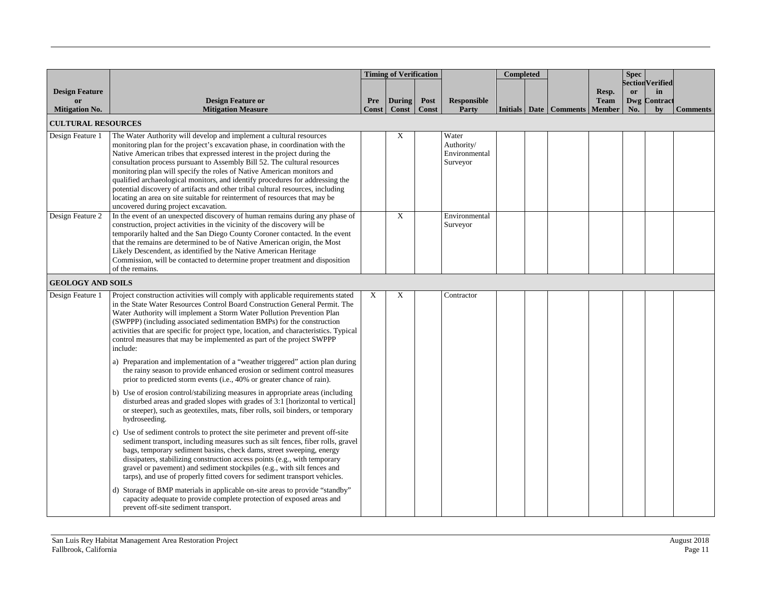| Design Feature or Mitigation No. | Design Feature or Mitigation Measure | Timing of Verification | | | Responsible Party | Completed | | | Resp. Team Member | Spec Section or Dwg No. | Verified in Contract by | Comments |
|---|---|---|---|---|---|---|---|---|---|---|---|---|
| | | Pre Const | During Const | Post Const | | Initials | Date | Comments | | | | |
| **CULTURAL RESOURCES** | | | | | | | | | | | | |
| Design Feature 1 | The Water Authority will develop and implement a cultural resources monitoring plan for the project's excavation phase, in coordination with the Native American tribes that expressed interest in the project during the consultation process pursuant to Assembly Bill 52. The cultural resources monitoring plan will specify the roles of Native American monitors and qualified archaeological monitors, and identify procedures for addressing the potential discovery of artifacts and other tribal cultural resources, including locating an area on site suitable for reinterment of resources that may be uncovered during project excavation. | | X | | Water Authority/ Environmental Surveyor | | | | | | | |
| Design Feature 2 | In the event of an unexpected discovery of human remains during any phase of construction, project activities in the vicinity of the discovery will be temporarily halted and the San Diego County Coroner contacted. In the event that the remains are determined to be of Native American origin, the Most Likely Descendent, as identified by the Native American Heritage Commission, will be contacted to determine proper treatment and disposition of the remains. | | X | | Environmental Surveyor | | | | | | | |
| **GEOLOGY AND SOILS** | | | | | | | | | | | | |
| Design Feature 1 | Project construction activities will comply with applicable requirements stated in the State Water Resources Control Board Construction General Permit. The Water Authority will implement a Storm Water Pollution Prevention Plan (SWPPP) (including associated sedimentation BMPs) for the construction activities that are specific for project type, location, and characteristics. Typical control measures that may be implemented as part of the project SWPPP include:<br><br>a) Preparation and implementation of a "weather triggered" action plan during the rainy season to provide enhanced erosion or sediment control measures prior to predicted storm events (i.e., 40% or greater chance of rain).<br><br>b) Use of erosion control/stabilizing measures in appropriate areas (including disturbed areas and graded slopes with grades of 3:1 [horizontal to vertical] or steeper), such as geotextiles, mats, fiber rolls, soil binders, or temporary hydroseeding.<br><br>c) Use of sediment controls to protect the site perimeter and prevent off-site sediment transport, including measures such as silt fences, fiber rolls, gravel bags, temporary sediment basins, check dams, street sweeping, energy dissipaters, stabilizing construction access points (e.g., with temporary gravel or pavement) and sediment stockpiles (e.g., with silt fences and tarps), and use of properly fitted covers for sediment transport vehicles.<br><br>d) Storage of BMP materials in applicable on-site areas to provide "standby" capacity adequate to provide complete protection of exposed areas and prevent off-site sediment transport. | X | X | | Contractor | | | | | | | |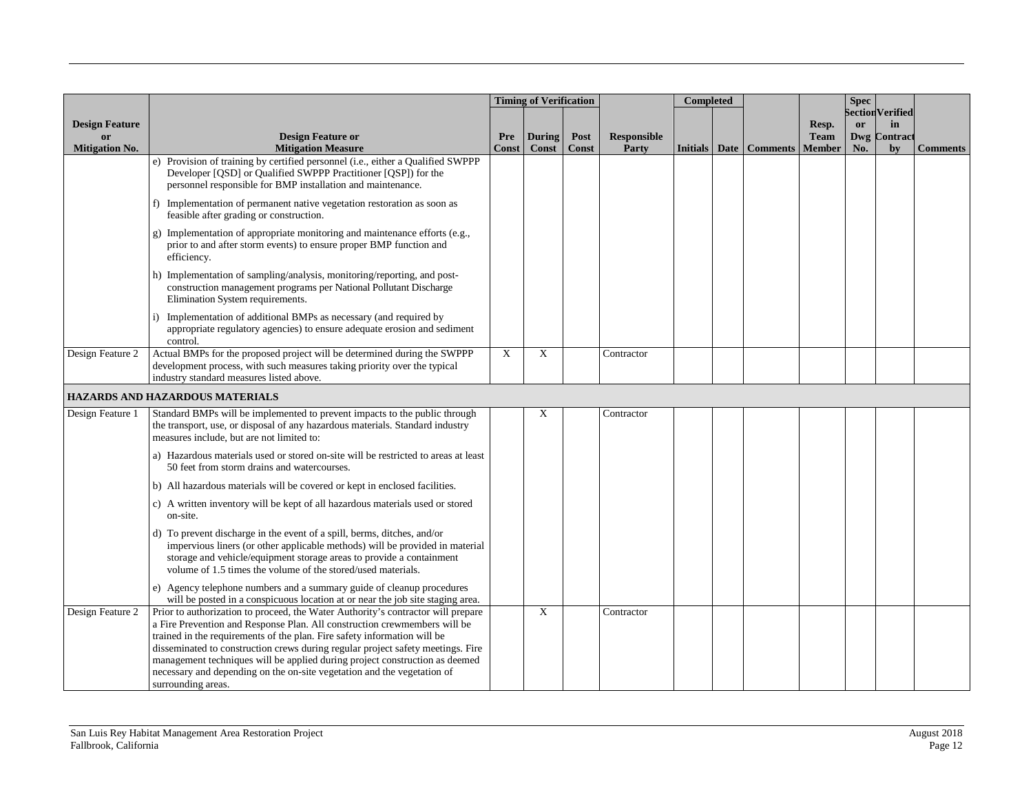| Design Feature or Mitigation No. | Design Feature or Mitigation Measure | Timing of Verification | | | Responsible Party | Completed | | Comments | Resp. Team Member | Spec Section or Dwg No. | Verified in Contract by | Comments |
|---|---|---|---|---|---|---|---|---|---|---|---|---|
| | | Pre Const | During Const | Post Const | | Initials | Date | | | | | |
| | e) Provision of training by certified personnel (i.e., either a Qualified SWPPP Developer [QSD] or Qualified SWPPP Practitioner [QSP]) for the personnel responsible for BMP installation and maintenance. | | | | | | | | | | | |
| | f) Implementation of permanent native vegetation restoration as soon as feasible after grading or construction. | | | | | | | | | | | |
| | g) Implementation of appropriate monitoring and maintenance efforts (e.g., prior to and after storm events) to ensure proper BMP function and efficiency. | | | | | | | | | | | |
| | h) Implementation of sampling/analysis, monitoring/reporting, and post-construction management programs per National Pollutant Discharge Elimination System requirements. | | | | | | | | | | | |
| | i) Implementation of additional BMPs as necessary (and required by appropriate regulatory agencies) to ensure adequate erosion and sediment control. | | | | | | | | | | | |
| Design Feature 2 | Actual BMPs for the proposed project will be determined during the SWPPP development process, with such measures taking priority over the typical industry standard measures listed above. | X | X | | Contractor | | | | | | | |
| **HAZARDS AND HAZARDOUS MATERIALS** | | | | | | | | | | | | |
| Design Feature 1 | Standard BMPs will be implemented to prevent impacts to the public through the transport, use, or disposal of any hazardous materials. Standard industry measures include, but are not limited to: | | X | | Contractor | | | | | | | |
| | a) Hazardous materials used or stored on-site will be restricted to areas at least 50 feet from storm drains and watercourses. | | | | | | | | | | | |
| | b) All hazardous materials will be covered or kept in enclosed facilities. | | | | | | | | | | | |
| | c) A written inventory will be kept of all hazardous materials used or stored on-site. | | | | | | | | | | | |
| | d) To prevent discharge in the event of a spill, berms, ditches, and/or impervious liners (or other applicable methods) will be provided in material storage and vehicle/equipment storage areas to provide a containment volume of 1.5 times the volume of the stored/used materials. | | | | | | | | | | | |
| | e) Agency telephone numbers and a summary guide of cleanup procedures will be posted in a conspicuous location at or near the job site staging area. | | | | | | | | | | | |
| Design Feature 2 | Prior to authorization to proceed, the Water Authority's contractor will prepare a Fire Prevention and Response Plan. All construction crewmembers will be trained in the requirements of the plan. Fire safety information will be disseminated to construction crews during regular project safety meetings. Fire management techniques will be applied during project construction as deemed necessary and depending on the on-site vegetation and the vegetation of surrounding areas. | | X | | Contractor | | | | | | | |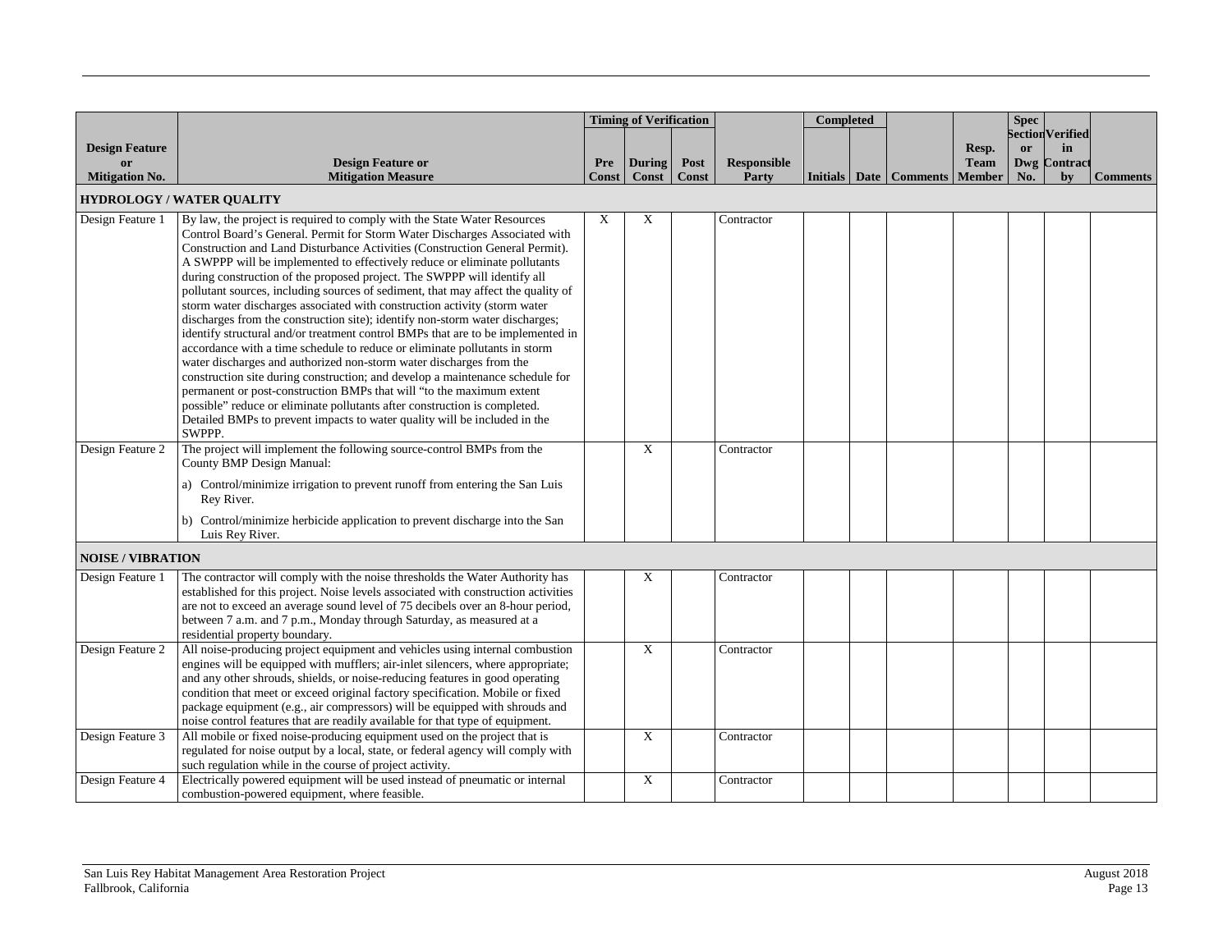| Design Feature or Mitigation No. | Design Feature or Mitigation Measure | Timing of Verification | | | Responsible Party | Completed | | | Resp. Team Member | Spec Section or Dwg No. | Verified in Contract by | Comments |
|---|---|---|---|---|---|---|---|---|---|---|---|---|
| | | Pre Const | During Const | Post Const | | Initials | Date | Comments | | | | |
| **HYDROLOGY / WATER QUALITY** | | | | | | | | | | | | |
| Design Feature 1 | By law, the project is required to comply with the State Water Resources Control Board's General. Permit for Storm Water Discharges Associated with Construction and Land Disturbance Activities (Construction General Permit). A SWPPP will be implemented to effectively reduce or eliminate pollutants during construction of the proposed project. The SWPPP will identify all pollutant sources, including sources of sediment, that may affect the quality of storm water discharges associated with construction activity (storm water discharges from the construction site); identify non-storm water discharges; identify structural and/or treatment control BMPs that are to be implemented in accordance with a time schedule to reduce or eliminate pollutants in storm water discharges and authorized non-storm water discharges from the construction site during construction; and develop a maintenance schedule for permanent or post-construction BMPs that will "to the maximum extent possible" reduce or eliminate pollutants after construction is completed. Detailed BMPs to prevent impacts to water quality will be included in the SWPPP. | X | X | | Contractor | | | | | | | |
| Design Feature 2 | The project will implement the following source-control BMPs from the County BMP Design Manual: a) Control/minimize irrigation to prevent runoff from entering the San Luis Rey River. b) Control/minimize herbicide application to prevent discharge into the San Luis Rey River. | | X | | Contractor | | | | | | | |
| **NOISE / VIBRATION** | | | | | | | | | | | | |
| Design Feature 1 | The contractor will comply with the noise thresholds the Water Authority has established for this project. Noise levels associated with construction activities are not to exceed an average sound level of 75 decibels over an 8-hour period, between 7 a.m. and 7 p.m., Monday through Saturday, as measured at a residential property boundary. | | X | | Contractor | | | | | | | |
| Design Feature 2 | All noise-producing project equipment and vehicles using internal combustion engines will be equipped with mufflers; air-inlet silencers, where appropriate; and any other shrouds, shields, or noise-reducing features in good operating condition that meet or exceed original factory specification. Mobile or fixed package equipment (e.g., air compressors) will be equipped with shrouds and noise control features that are readily available for that type of equipment. | | X | | Contractor | | | | | | | |
| Design Feature 3 | All mobile or fixed noise-producing equipment used on the project that is regulated for noise output by a local, state, or federal agency will comply with such regulation while in the course of project activity. | | X | | Contractor | | | | | | | |
| Design Feature 4 | Electrically powered equipment will be used instead of pneumatic or internal combustion-powered equipment, where feasible. | | X | | Contractor | | | | | | | |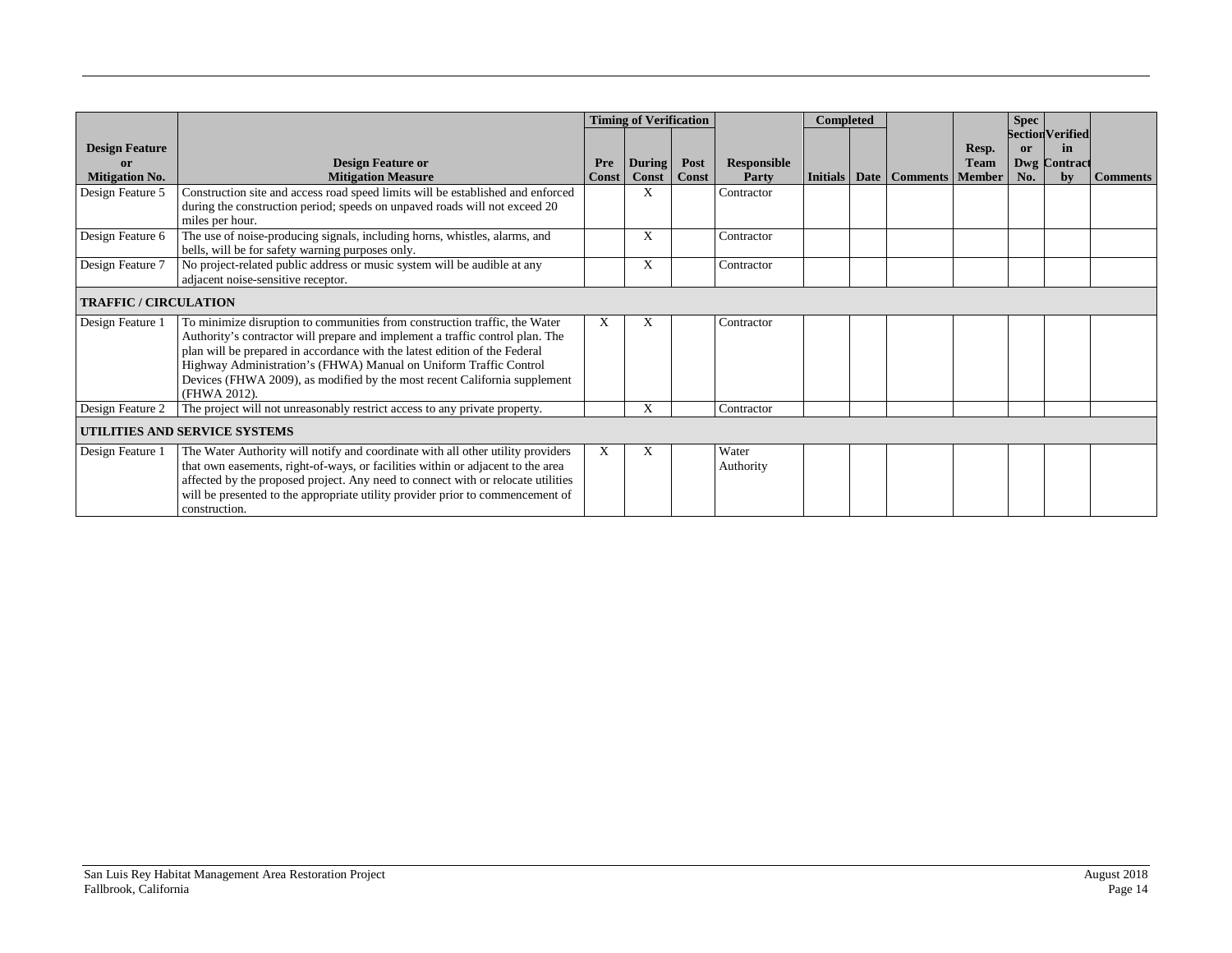| Design Feature or Mitigation No. | Design Feature or Mitigation Measure | Timing of Verification | | | Responsible Party | Completed | | | Resp. Team Member | Spec Section or Dwg No. | Verified in Contract by | Comments |
|---|---|---|---|---|---|---|---|---|---|---|---|---|
| | | Pre Const | During Const | Post Const | | Initials | Date | Comments | | | | |
| Design Feature 5 | Construction site and access road speed limits will be established and enforced during the construction period; speeds on unpaved roads will not exceed 20 miles per hour. | | X | | Contractor | | | | | | | |
| Design Feature 6 | The use of noise-producing signals, including horns, whistles, alarms, and bells, will be for safety warning purposes only. | | X | | Contractor | | | | | | | |
| Design Feature 7 | No project-related public address or music system will be audible at any adjacent noise-sensitive receptor. | | X | | Contractor | | | | | | | |
| **TRAFFIC / CIRCULATION** | | | | | | | | | | | | |
| Design Feature 1 | To minimize disruption to communities from construction traffic, the Water Authority's contractor will prepare and implement a traffic control plan. The plan will be prepared in accordance with the latest edition of the Federal Highway Administration's (FHWA) Manual on Uniform Traffic Control Devices (FHWA 2009), as modified by the most recent California supplement (FHWA 2012). | X | X | | Contractor | | | | | | | |
| Design Feature 2 | The project will not unreasonably restrict access to any private property. | | X | | Contractor | | | | | | | |
| **UTILITIES AND SERVICE SYSTEMS** | | | | | | | | | | | | |
| Design Feature 1 | The Water Authority will notify and coordinate with all other utility providers that own easements, right-of-ways, or facilities within or adjacent to the area affected by the proposed project. Any need to connect with or relocate utilities will be presented to the appropriate utility provider prior to commencement of construction. | X | X | | Water Authority | | | | | | | |